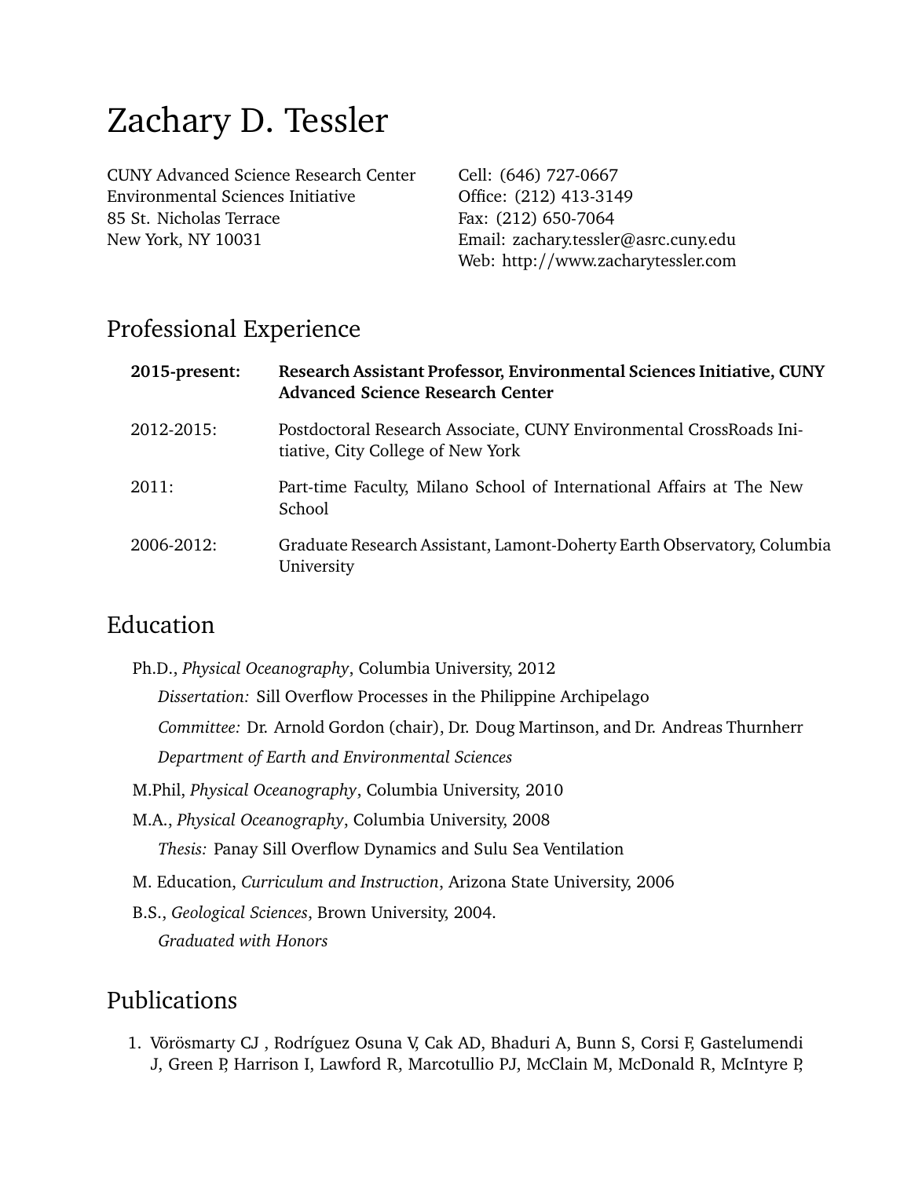# Zachary D. Tessler

CUNY Advanced Science Research Center
Environmental Sciences Initiative
85 St. Nicholas Terrace
New York, NY 10031

Cell: (646) 727-0667
Office: (212) 413-3149
Fax: (212) 650-7064
Email: zachary.tessler@asrc.cuny.edu
Web: http://www.zacharytessler.com

## Professional Experience

**2015-present:** **Research Assistant Professor, Environmental Sciences Initiative, CUNY Advanced Science Research Center**

2012-2015: Postdoctoral Research Associate, CUNY Environmental CrossRoads Initiative, City College of New York

2011: Part-time Faculty, Milano School of International Affairs at The New School

2006-2012: Graduate Research Assistant, Lamont-Doherty Earth Observatory, Columbia University

## Education

Ph.D., *Physical Oceanography*, Columbia University, 2012

*Dissertation:* Sill Overflow Processes in the Philippine Archipelago

*Committee:* Dr. Arnold Gordon (chair), Dr. Doug Martinson, and Dr. Andreas Thurnherr

*Department of Earth and Environmental Sciences*

M.Phil, *Physical Oceanography*, Columbia University, 2010

M.A., *Physical Oceanography*, Columbia University, 2008

*Thesis:* Panay Sill Overflow Dynamics and Sulu Sea Ventilation

M. Education, *Curriculum and Instruction*, Arizona State University, 2006

B.S., *Geological Sciences*, Brown University, 2004.

*Graduated with Honors*

## Publications

1. Vörösmarty CJ , Rodríguez Osuna V, Cak AD, Bhaduri A, Bunn S, Corsi F, Gastelumendi J, Green P, Harrison I, Lawford R, Marcotullio PJ, McClain M, McDonald R, McIntyre P,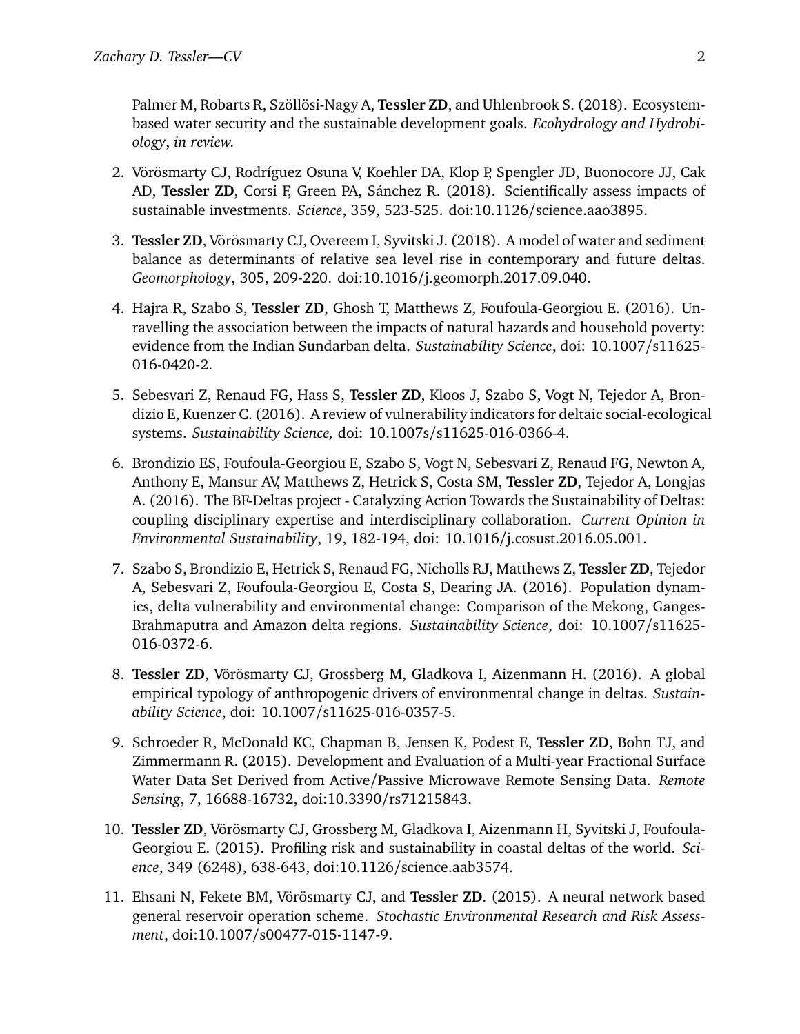Palmer M, Robarts R, Szöllösi-Nagy A, **Tessler ZD**, and Uhlenbrook S. (2018). Ecosystem-based water security and the sustainable development goals. *Ecohydrology and Hydrobiology*, *in review.*

2. Vörösmarty CJ, Rodríguez Osuna V, Koehler DA, Klop P, Spengler JD, Buonocore JJ, Cak AD, **Tessler ZD**, Corsi F, Green PA, Sánchez R. (2018). Scientifically assess impacts of sustainable investments. *Science*, 359, 523-525. doi:10.1126/science.aao3895.

3. **Tessler ZD**, Vörösmarty CJ, Overeem I, Syvitski J. (2018). A model of water and sediment balance as determinants of relative sea level rise in contemporary and future deltas. *Geomorphology*, 305, 209-220. doi:10.1016/j.geomorph.2017.09.040.

4. Hajra R, Szabo S, **Tessler ZD**, Ghosh T, Matthews Z, Foufoula-Georgiou E. (2016). Unravelling the association between the impacts of natural hazards and household poverty: evidence from the Indian Sundarban delta. *Sustainability Science*, doi: 10.1007/s11625-016-0420-2.

5. Sebesvari Z, Renaud FG, Hass S, **Tessler ZD**, Kloos J, Szabo S, Vogt N, Tejedor A, Brondizio E, Kuenzer C. (2016). A review of vulnerability indicators for deltaic social-ecological systems. *Sustainability Science,* doi: 10.1007s/s11625-016-0366-4.

6. Brondizio ES, Foufoula-Georgiou E, Szabo S, Vogt N, Sebesvari Z, Renaud FG, Newton A, Anthony E, Mansur AV, Matthews Z, Hetrick S, Costa SM, **Tessler ZD**, Tejedor A, Longjas A. (2016). The BF-Deltas project - Catalyzing Action Towards the Sustainability of Deltas: coupling disciplinary expertise and interdisciplinary collaboration. *Current Opinion in Environmental Sustainability*, 19, 182-194, doi: 10.1016/j.cosust.2016.05.001.

7. Szabo S, Brondizio E, Hetrick S, Renaud FG, Nicholls RJ, Matthews Z, **Tessler ZD**, Tejedor A, Sebesvari Z, Foufoula-Georgiou E, Costa S, Dearing JA. (2016). Population dynamics, delta vulnerability and environmental change: Comparison of the Mekong, Ganges-Brahmaputra and Amazon delta regions. *Sustainability Science*, doi: 10.1007/s11625-016-0372-6.

8. **Tessler ZD**, Vörösmarty CJ, Grossberg M, Gladkova I, Aizenmann H. (2016). A global empirical typology of anthropogenic drivers of environmental change in deltas. *Sustainability Science*, doi: 10.1007/s11625-016-0357-5.

9. Schroeder R, McDonald KC, Chapman B, Jensen K, Podest E, **Tessler ZD**, Bohn TJ, and Zimmermann R. (2015). Development and Evaluation of a Multi-year Fractional Surface Water Data Set Derived from Active/Passive Microwave Remote Sensing Data. *Remote Sensing*, 7, 16688-16732, doi:10.3390/rs71215843.

10. **Tessler ZD**, Vörösmarty CJ, Grossberg M, Gladkova I, Aizenmann H, Syvitski J, Foufoula-Georgiou E. (2015). Profiling risk and sustainability in coastal deltas of the world. *Science*, 349 (6248), 638-643, doi:10.1126/science.aab3574.

11. Ehsani N, Fekete BM, Vörösmarty CJ, and **Tessler ZD**. (2015). A neural network based general reservoir operation scheme. *Stochastic Environmental Research and Risk Assessment*, doi:10.1007/s00477-015-1147-9.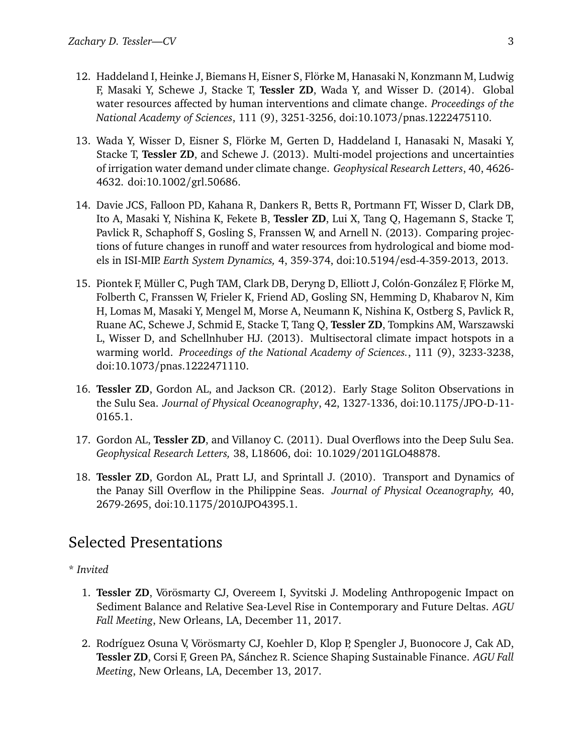12. Haddeland I, Heinke J, Biemans H, Eisner S, Flörke M, Hanasaki N, Konzmann M, Ludwig F, Masaki Y, Schewe J, Stacke T, **Tessler ZD**, Wada Y, and Wisser D. (2014). Global water resources affected by human interventions and climate change. *Proceedings of the National Academy of Sciences*, 111 (9), 3251-3256, doi:10.1073/pnas.1222475110.

13. Wada Y, Wisser D, Eisner S, Flörke M, Gerten D, Haddeland I, Hanasaki N, Masaki Y, Stacke T, **Tessler ZD**, and Schewe J. (2013). Multi-model projections and uncertainties of irrigation water demand under climate change. *Geophysical Research Letters*, 40, 4626-4632. doi:10.1002/grl.50686.

14. Davie JCS, Falloon PD, Kahana R, Dankers R, Betts R, Portmann FT, Wisser D, Clark DB, Ito A, Masaki Y, Nishina K, Fekete B, **Tessler ZD**, Lui X, Tang Q, Hagemann S, Stacke T, Pavlick R, Schaphoff S, Gosling S, Franssen W, and Arnell N. (2013). Comparing projections of future changes in runoff and water resources from hydrological and biome models in ISI-MIP. *Earth System Dynamics,* 4, 359-374, doi:10.5194/esd-4-359-2013, 2013.

15. Piontek F, Müller C, Pugh TAM, Clark DB, Deryng D, Elliott J, Colón-González F, Flörke M, Folberth C, Franssen W, Frieler K, Friend AD, Gosling SN, Hemming D, Khabarov N, Kim H, Lomas M, Masaki Y, Mengel M, Morse A, Neumann K, Nishina K, Ostberg S, Pavlick R, Ruane AC, Schewe J, Schmid E, Stacke T, Tang Q, **Tessler ZD**, Tompkins AM, Warszawski L, Wisser D, and Schellnhuber HJ. (2013). Multisectoral climate impact hotspots in a warming world. *Proceedings of the National Academy of Sciences.*, 111 (9), 3233-3238, doi:10.1073/pnas.1222471110.

16. **Tessler ZD**, Gordon AL, and Jackson CR. (2012). Early Stage Soliton Observations in the Sulu Sea. *Journal of Physical Oceanography*, 42, 1327-1336, doi:10.1175/JPO-D-11-0165.1.

17. Gordon AL, **Tessler ZD**, and Villanoy C. (2011). Dual Overflows into the Deep Sulu Sea. *Geophysical Research Letters,* 38, L18606, doi: 10.1029/2011GLO48878.

18. **Tessler ZD**, Gordon AL, Pratt LJ, and Sprintall J. (2010). Transport and Dynamics of the Panay Sill Overflow in the Philippine Seas. *Journal of Physical Oceanography,* 40, 2679-2695, doi:10.1175/2010JPO4395.1.

## Selected Presentations

\* *Invited*

1. **Tessler ZD**, Vörösmarty CJ, Overeem I, Syvitski J. Modeling Anthropogenic Impact on Sediment Balance and Relative Sea-Level Rise in Contemporary and Future Deltas. *AGU Fall Meeting*, New Orleans, LA, December 11, 2017.

2. Rodríguez Osuna V, Vörösmarty CJ, Koehler D, Klop P, Spengler J, Buonocore J, Cak AD, **Tessler ZD**, Corsi F, Green PA, Sánchez R. Science Shaping Sustainable Finance. *AGU Fall Meeting*, New Orleans, LA, December 13, 2017.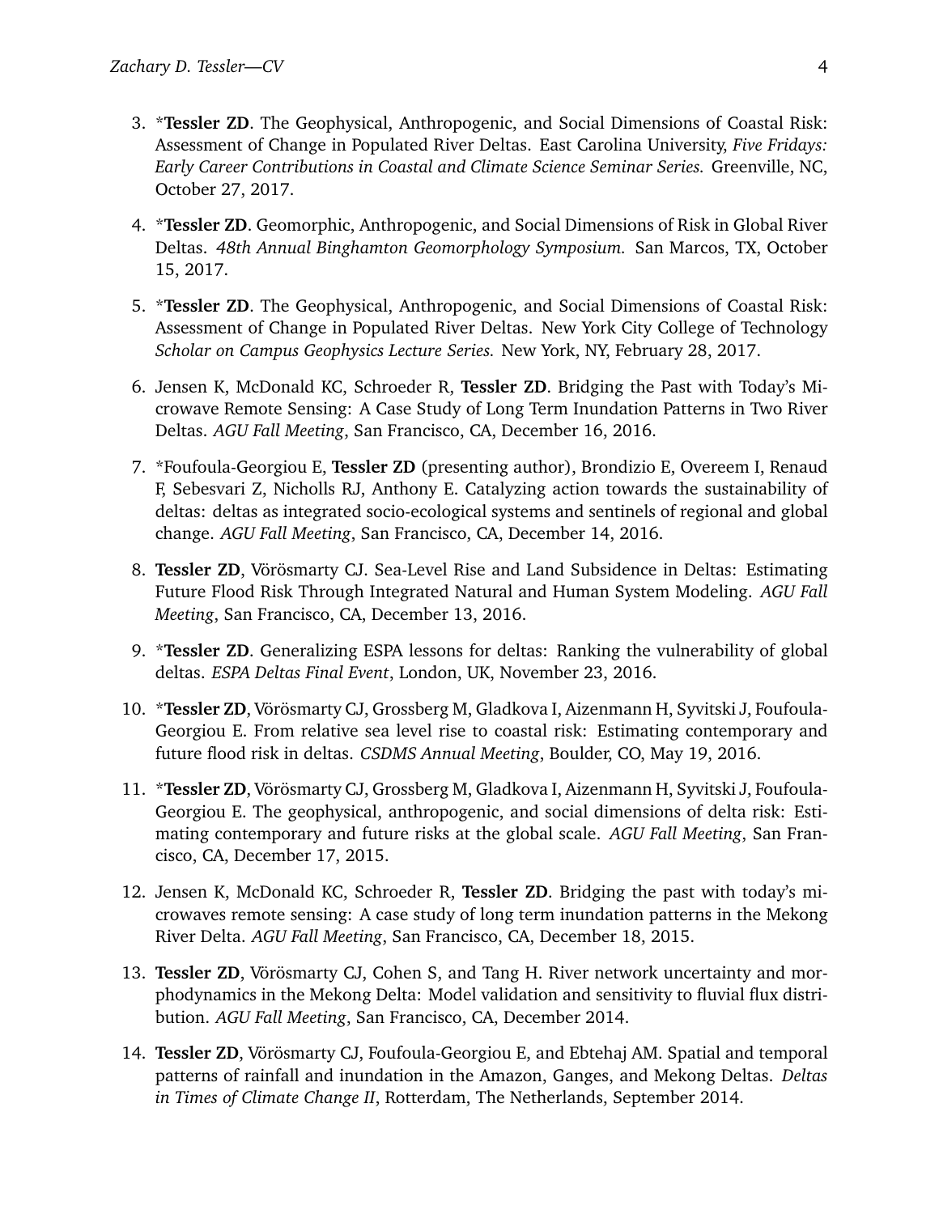3. *​**Tessler ZD**. The Geophysical, Anthropogenic, and Social Dimensions of Coastal Risk: Assessment of Change in Populated River Deltas. East Carolina University, *Five Fridays: Early Career Contributions in Coastal and Climate Science Seminar Series.* Greenville, NC, October 27, 2017.

4. *​**Tessler ZD**. Geomorphic, Anthropogenic, and Social Dimensions of Risk in Global River Deltas. *48th Annual Binghamton Geomorphology Symposium.* San Marcos, TX, October 15, 2017.

5. *​**Tessler ZD**. The Geophysical, Anthropogenic, and Social Dimensions of Coastal Risk: Assessment of Change in Populated River Deltas. New York City College of Technology *Scholar on Campus Geophysics Lecture Series.* New York, NY, February 28, 2017.

6. Jensen K, McDonald KC, Schroeder R, **Tessler ZD**. Bridging the Past with Today's Microwave Remote Sensing: A Case Study of Long Term Inundation Patterns in Two River Deltas. *AGU Fall Meeting*, San Francisco, CA, December 16, 2016.

7. *Foufoula-Georgiou E, **Tessler ZD** (presenting author), Brondizio E, Overeem I, Renaud F, Sebesvari Z, Nicholls RJ, Anthony E. Catalyzing action towards the sustainability of deltas: deltas as integrated socio-ecological systems and sentinels of regional and global change. *AGU Fall Meeting*, San Francisco, CA, December 14, 2016.

8. **Tessler ZD**, Vörösmarty CJ. Sea-Level Rise and Land Subsidence in Deltas: Estimating Future Flood Risk Through Integrated Natural and Human System Modeling. *AGU Fall Meeting*, San Francisco, CA, December 13, 2016.

9. *​**Tessler ZD**. Generalizing ESPA lessons for deltas: Ranking the vulnerability of global deltas. *ESPA Deltas Final Event*, London, UK, November 23, 2016.

10. *​**Tessler ZD**, Vörösmarty CJ, Grossberg M, Gladkova I, Aizenmann H, Syvitski J, Foufoula-Georgiou E. From relative sea level rise to coastal risk: Estimating contemporary and future flood risk in deltas. *CSDMS Annual Meeting*, Boulder, CO, May 19, 2016.

11. *​**Tessler ZD**, Vörösmarty CJ, Grossberg M, Gladkova I, Aizenmann H, Syvitski J, Foufoula-Georgiou E. The geophysical, anthropogenic, and social dimensions of delta risk: Estimating contemporary and future risks at the global scale. *AGU Fall Meeting*, San Francisco, CA, December 17, 2015.

12. Jensen K, McDonald KC, Schroeder R, **Tessler ZD**. Bridging the past with today's microwaves remote sensing: A case study of long term inundation patterns in the Mekong River Delta. *AGU Fall Meeting*, San Francisco, CA, December 18, 2015.

13. **Tessler ZD**, Vörösmarty CJ, Cohen S, and Tang H. River network uncertainty and morphodynamics in the Mekong Delta: Model validation and sensitivity to fluvial flux distribution. *AGU Fall Meeting*, San Francisco, CA, December 2014.

14. **Tessler ZD**, Vörösmarty CJ, Foufoula-Georgiou E, and Ebtehaj AM. Spatial and temporal patterns of rainfall and inundation in the Amazon, Ganges, and Mekong Deltas. *Deltas in Times of Climate Change II*, Rotterdam, The Netherlands, September 2014.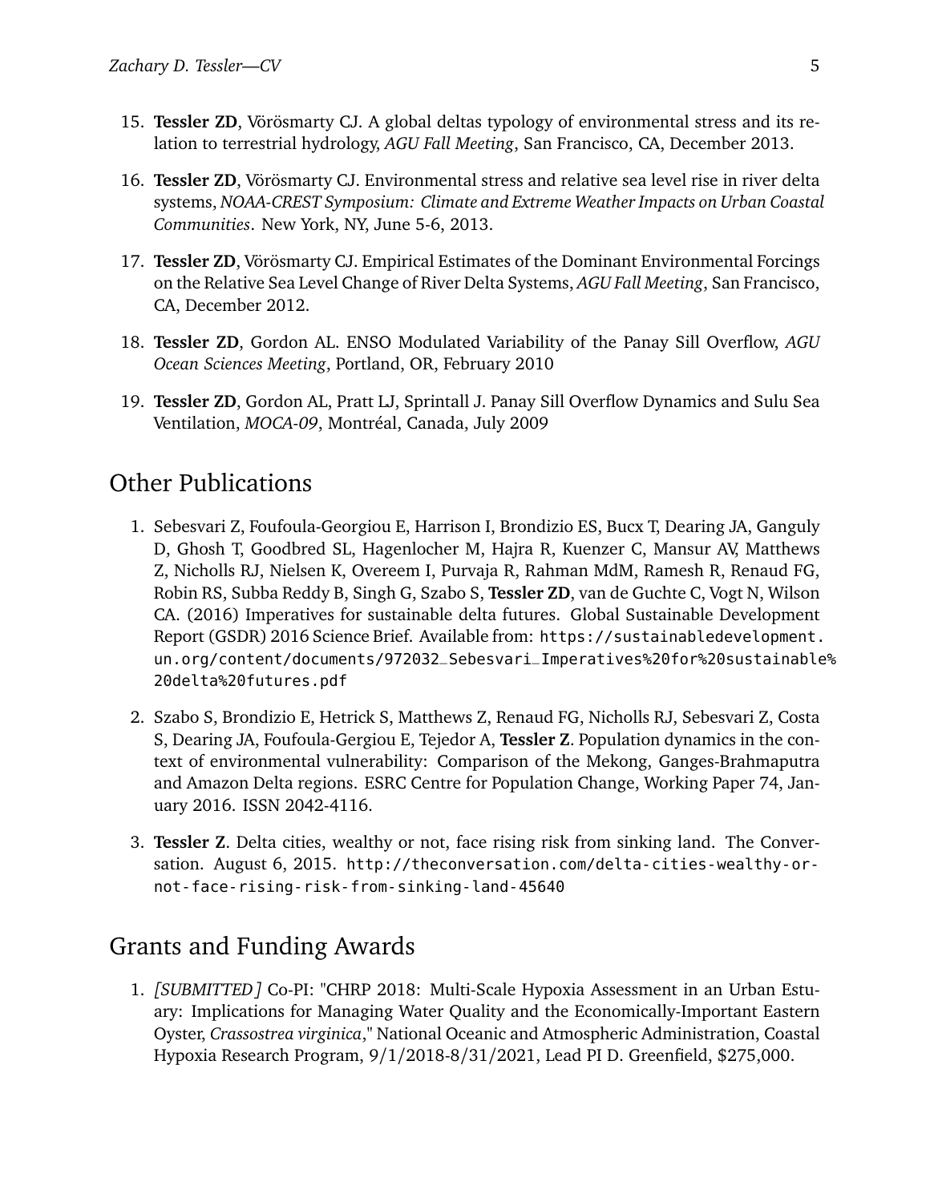15. **Tessler ZD**, Vörösmarty CJ. A global deltas typology of environmental stress and its relation to terrestrial hydrology, *AGU Fall Meeting*, San Francisco, CA, December 2013.

16. **Tessler ZD**, Vörösmarty CJ. Environmental stress and relative sea level rise in river delta systems, *NOAA-CREST Symposium: Climate and Extreme Weather Impacts on Urban Coastal Communities*. New York, NY, June 5-6, 2013.

17. **Tessler ZD**, Vörösmarty CJ. Empirical Estimates of the Dominant Environmental Forcings on the Relative Sea Level Change of River Delta Systems, *AGU Fall Meeting*, San Francisco, CA, December 2012.

18. **Tessler ZD**, Gordon AL. ENSO Modulated Variability of the Panay Sill Overflow, *AGU Ocean Sciences Meeting*, Portland, OR, February 2010

19. **Tessler ZD**, Gordon AL, Pratt LJ, Sprintall J. Panay Sill Overflow Dynamics and Sulu Sea Ventilation, *MOCA-09*, Montréal, Canada, July 2009

## Other Publications

1. Sebesvari Z, Foufoula-Georgiou E, Harrison I, Brondizio ES, Bucx T, Dearing JA, Ganguly D, Ghosh T, Goodbred SL, Hagenlocher M, Hajra R, Kuenzer C, Mansur AV, Matthews Z, Nicholls RJ, Nielsen K, Overeem I, Purvaja R, Rahman MdM, Ramesh R, Renaud FG, Robin RS, Subba Reddy B, Singh G, Szabo S, **Tessler ZD**, van de Guchte C, Vogt N, Wilson CA. (2016) Imperatives for sustainable delta futures. Global Sustainable Development Report (GSDR) 2016 Science Brief. Available from: `https://sustainabledevelopment.un.org/content/documents/972032_Sebesvari_Imperatives%20for%20sustainable%20delta%20futures.pdf`

2. Szabo S, Brondizio E, Hetrick S, Matthews Z, Renaud FG, Nicholls RJ, Sebesvari Z, Costa S, Dearing JA, Foufoula-Gergiou E, Tejedor A, **Tessler Z**. Population dynamics in the context of environmental vulnerability: Comparison of the Mekong, Ganges-Brahmaputra and Amazon Delta regions. ESRC Centre for Population Change, Working Paper 74, January 2016. ISSN 2042-4116.

3. **Tessler Z**. Delta cities, wealthy or not, face rising risk from sinking land. The Conversation. August 6, 2015. `http://theconversation.com/delta-cities-wealthy-or-not-face-rising-risk-from-sinking-land-45640`

## Grants and Funding Awards

1. *[SUBMITTED]* Co-PI: "CHRP 2018: Multi-Scale Hypoxia Assessment in an Urban Estuary: Implications for Managing Water Quality and the Economically-Important Eastern Oyster, *Crassostrea virginica*," National Oceanic and Atmospheric Administration, Coastal Hypoxia Research Program, 9/1/2018-8/31/2021, Lead PI D. Greenfield, $275,000.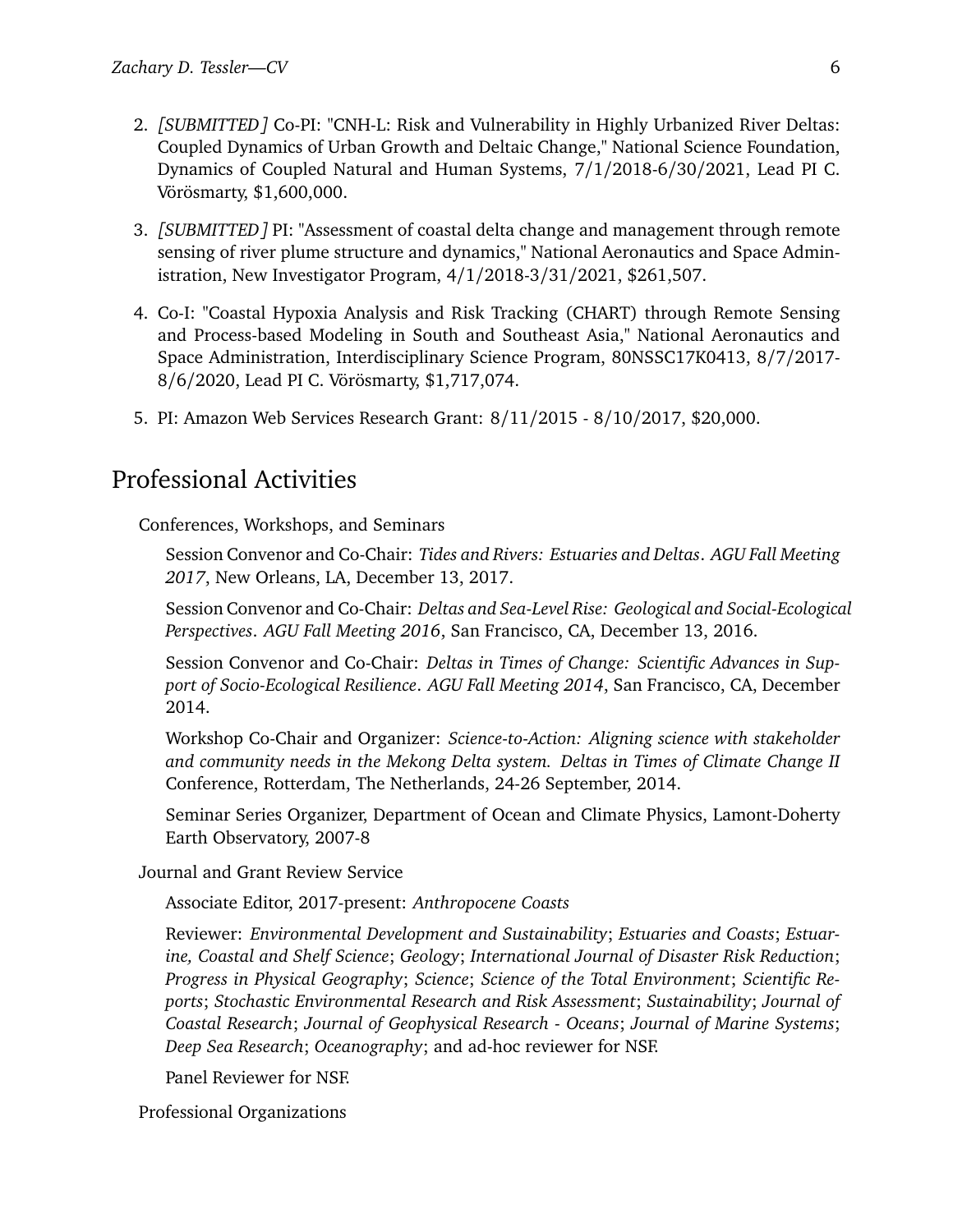2. *[SUBMITTED]* Co-PI: "CNH-L: Risk and Vulnerability in Highly Urbanized River Deltas: Coupled Dynamics of Urban Growth and Deltaic Change," National Science Foundation, Dynamics of Coupled Natural and Human Systems, 7/1/2018-6/30/2021, Lead PI C. Vörösmarty, $1,600,000.

3. *[SUBMITTED]* PI: "Assessment of coastal delta change and management through remote sensing of river plume structure and dynamics," National Aeronautics and Space Administration, New Investigator Program, 4/1/2018-3/31/2021, $261,507.

4. Co-I: "Coastal Hypoxia Analysis and Risk Tracking (CHART) through Remote Sensing and Process-based Modeling in South and Southeast Asia," National Aeronautics and Space Administration, Interdisciplinary Science Program, 80NSSC17K0413, 8/7/2017-8/6/2020, Lead PI C. Vörösmarty, $1,717,074.

5. PI: Amazon Web Services Research Grant: 8/11/2015 - 8/10/2017, $20,000.

## Professional Activities

### Conferences, Workshops, and Seminars

Session Convenor and Co-Chair: *Tides and Rivers: Estuaries and Deltas*. *AGU Fall Meeting 2017*, New Orleans, LA, December 13, 2017.

Session Convenor and Co-Chair: *Deltas and Sea-Level Rise: Geological and Social-Ecological Perspectives*. *AGU Fall Meeting 2016*, San Francisco, CA, December 13, 2016.

Session Convenor and Co-Chair: *Deltas in Times of Change: Scientific Advances in Support of Socio-Ecological Resilience*. *AGU Fall Meeting 2014*, San Francisco, CA, December 2014.

Workshop Co-Chair and Organizer: *Science-to-Action: Aligning science with stakeholder and community needs in the Mekong Delta system. Deltas in Times of Climate Change II* Conference, Rotterdam, The Netherlands, 24-26 September, 2014.

Seminar Series Organizer, Department of Ocean and Climate Physics, Lamont-Doherty Earth Observatory, 2007-8

### Journal and Grant Review Service

Associate Editor, 2017-present: *Anthropocene Coasts*

Reviewer: *Environmental Development and Sustainability*; *Estuaries and Coasts*; *Estuarine, Coastal and Shelf Science*; *Geology*; *International Journal of Disaster Risk Reduction*; *Progress in Physical Geography*; *Science*; *Science of the Total Environment*; *Scientific Reports*; *Stochastic Environmental Research and Risk Assessment*; *Sustainability*; *Journal of Coastal Research*; *Journal of Geophysical Research - Oceans*; *Journal of Marine Systems*; *Deep Sea Research*; *Oceanography*; and ad-hoc reviewer for NSF.

Panel Reviewer for NSF.

### Professional Organizations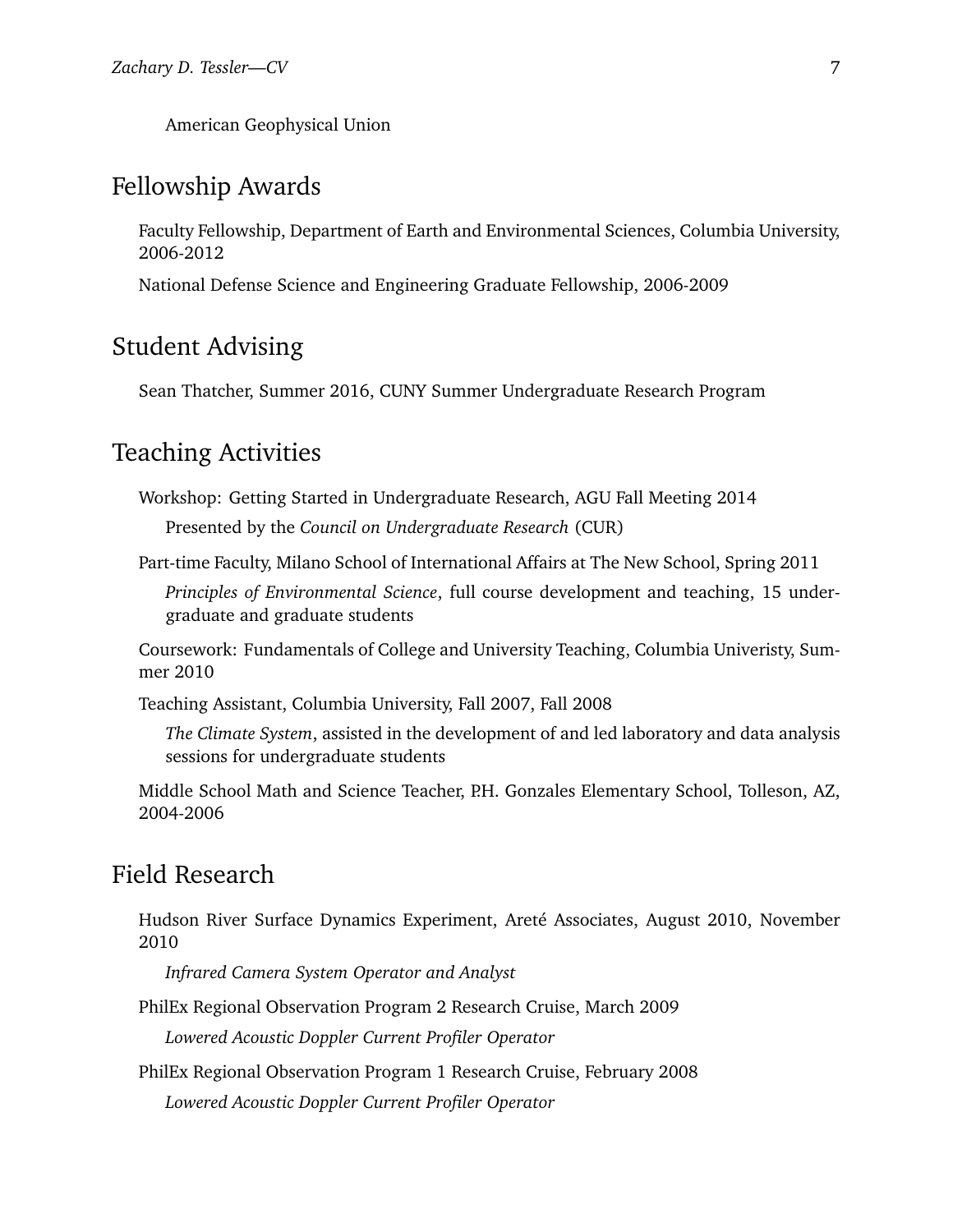American Geophysical Union

## Fellowship Awards

Faculty Fellowship, Department of Earth and Environmental Sciences, Columbia University, 2006-2012

National Defense Science and Engineering Graduate Fellowship, 2006-2009

## Student Advising

Sean Thatcher, Summer 2016, CUNY Summer Undergraduate Research Program

## Teaching Activities

Workshop: Getting Started in Undergraduate Research, AGU Fall Meeting 2014

Presented by the *Council on Undergraduate Research* (CUR)

Part-time Faculty, Milano School of International Affairs at The New School, Spring 2011

*Principles of Environmental Science*, full course development and teaching, 15 undergraduate and graduate students

Coursework: Fundamentals of College and University Teaching, Columbia Univeristy, Summer 2010

Teaching Assistant, Columbia University, Fall 2007, Fall 2008

*The Climate System*, assisted in the development of and led laboratory and data analysis sessions for undergraduate students

Middle School Math and Science Teacher, P.H. Gonzales Elementary School, Tolleson, AZ, 2004-2006

## Field Research

Hudson River Surface Dynamics Experiment, Areté Associates, August 2010, November 2010

*Infrared Camera System Operator and Analyst*

PhilEx Regional Observation Program 2 Research Cruise, March 2009

*Lowered Acoustic Doppler Current Profiler Operator*

PhilEx Regional Observation Program 1 Research Cruise, February 2008

*Lowered Acoustic Doppler Current Profiler Operator*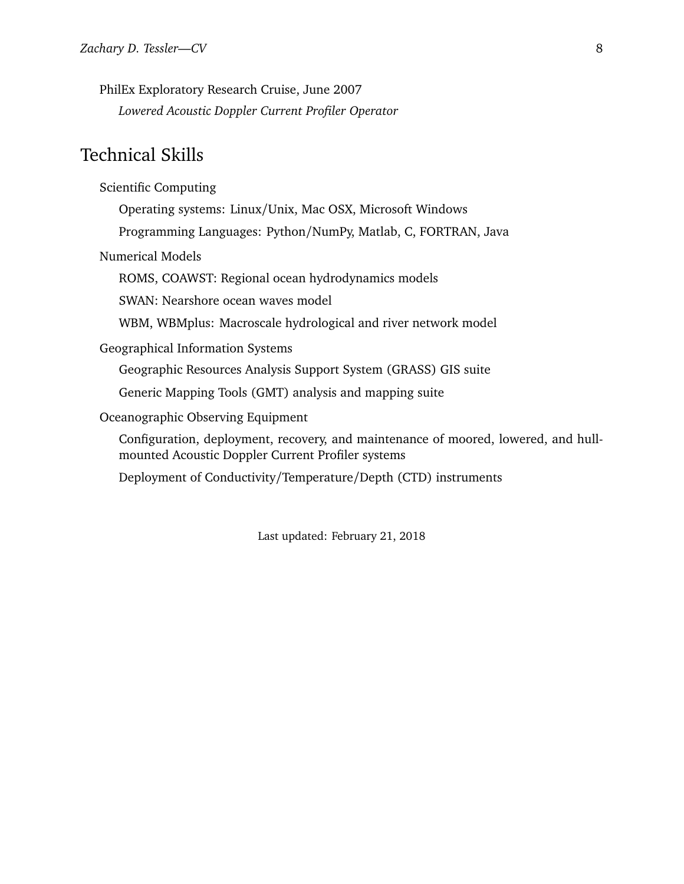PhilEx Exploratory Research Cruise, June 2007

*Lowered Acoustic Doppler Current Profiler Operator*

## Technical Skills

Scientific Computing

Operating systems: Linux/Unix, Mac OSX, Microsoft Windows

Programming Languages: Python/NumPy, Matlab, C, FORTRAN, Java

Numerical Models

ROMS, COAWST: Regional ocean hydrodynamics models

SWAN: Nearshore ocean waves model

WBM, WBMplus: Macroscale hydrological and river network model

Geographical Information Systems

Geographic Resources Analysis Support System (GRASS) GIS suite

Generic Mapping Tools (GMT) analysis and mapping suite

Oceanographic Observing Equipment

Configuration, deployment, recovery, and maintenance of moored, lowered, and hull-mounted Acoustic Doppler Current Profiler systems

Deployment of Conductivity/Temperature/Depth (CTD) instruments

Last updated: February 21, 2018